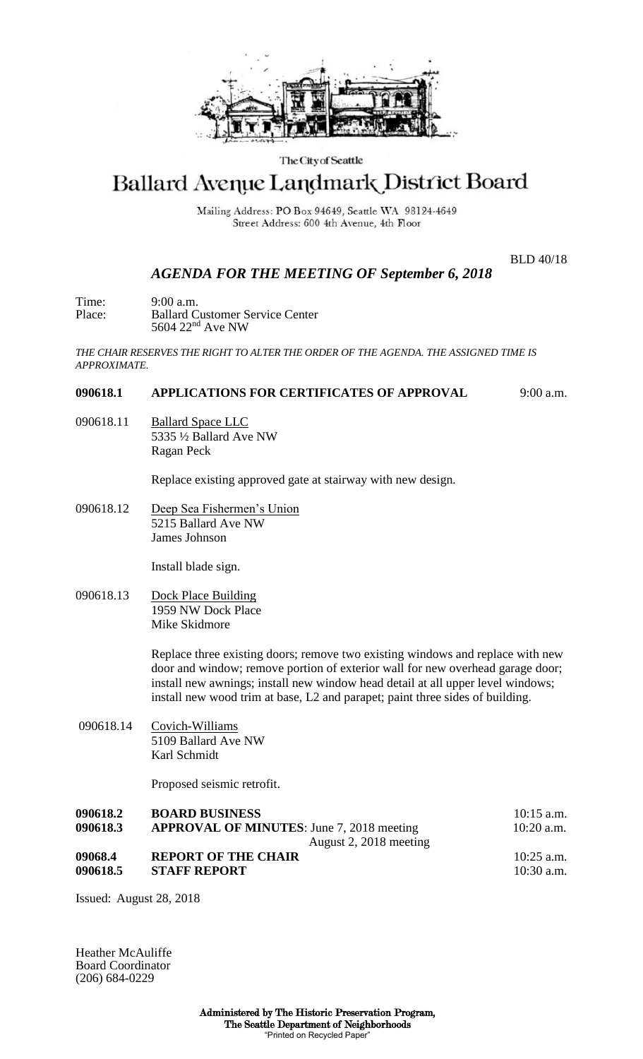The City of Seattle

# Ballard Avenue Landmark District Board

Mailing Address: PO Box 94649, Seattle WA 98124-4649
Street Address: 600 4th Avenue, 4th Floor

BLD 40/18

## *AGENDA FOR THE MEETING OF September 6, 2018*

Time: 9:00 a.m.
Place: Ballard Customer Service Center
5604 22nd Ave NW

*THE CHAIR RESERVES THE RIGHT TO ALTER THE ORDER OF THE AGENDA. THE ASSIGNED TIME IS APPROXIMATE.*

**090618.1 APPLICATIONS FOR CERTIFICATES OF APPROVAL** 9:00 a.m.

090618.11 Ballard Space LLC
5335 ½ Ballard Ave NW
Ragan Peck

Replace existing approved gate at stairway with new design.

090618.12 Deep Sea Fishermen's Union
5215 Ballard Ave NW
James Johnson

Install blade sign.

090618.13 Dock Place Building
1959 NW Dock Place
Mike Skidmore

Replace three existing doors; remove two existing windows and replace with new door and window; remove portion of exterior wall for new overhead garage door; install new awnings; install new window head detail at all upper level windows; install new wood trim at base, L2 and parapet; paint three sides of building.

090618.14 Covich-Williams
5109 Ballard Ave NW
Karl Schmidt

Proposed seismic retrofit.

**090618.2 BOARD BUSINESS** 10:15 a.m.
**090618.3 APPROVAL OF MINUTES**: June 7, 2018 meeting 10:20 a.m.
August 2, 2018 meeting
**09068.4 REPORT OF THE CHAIR** 10:25 a.m.
**090618.5 STAFF REPORT** 10:30 a.m.

Issued: August 28, 2018

Heather McAuliffe
Board Coordinator
(206) 684-0229

**Administered by The Historic Preservation Program,**
**The Seattle Department of Neighborhoods**
"Printed on Recycled Paper"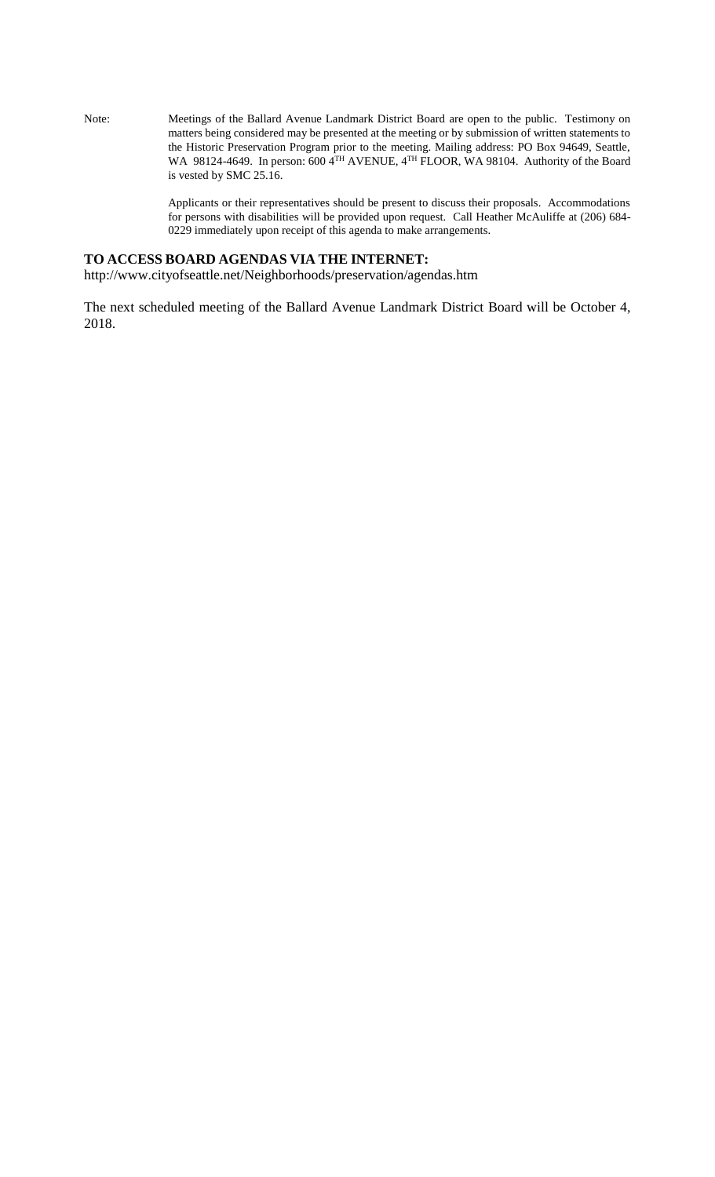Note: Meetings of the Ballard Avenue Landmark District Board are open to the public. Testimony on matters being considered may be presented at the meeting or by submission of written statements to the Historic Preservation Program prior to the meeting. Mailing address: PO Box 94649, Seattle, WA 98124-4649. In person: 600 4TH AVENUE, 4TH FLOOR, WA 98104. Authority of the Board is vested by SMC 25.16.

Applicants or their representatives should be present to discuss their proposals. Accommodations for persons with disabilities will be provided upon request. Call Heather McAuliffe at (206) 684-0229 immediately upon receipt of this agenda to make arrangements.

**TO ACCESS BOARD AGENDAS VIA THE INTERNET:**
http://www.cityofseattle.net/Neighborhoods/preservation/agendas.htm

The next scheduled meeting of the Ballard Avenue Landmark District Board will be October 4, 2018.